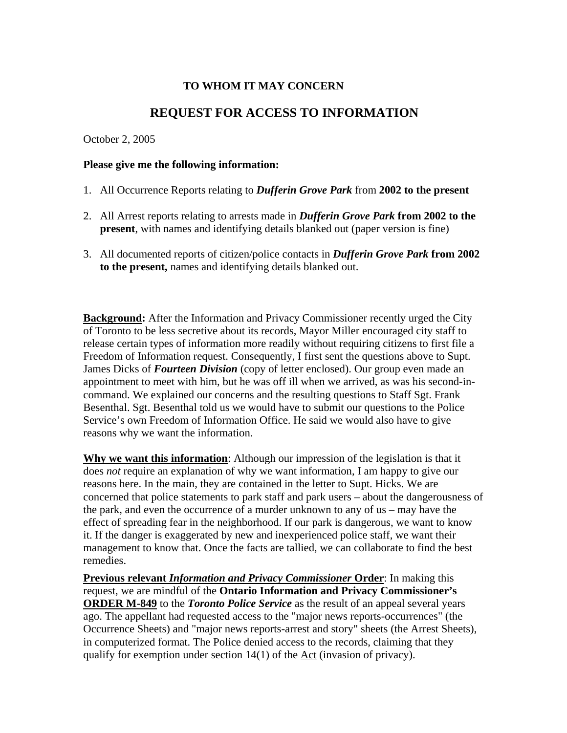**TO WHOM IT MAY CONCERN**

# REQUEST FOR ACCESS TO INFORMATION

October 2, 2005

**Please give me the following information:**

1. All Occurrence Reports relating to ***Dufferin Grove Park*** from **2002 to the present**

2. All Arrest reports relating to arrests made in ***Dufferin Grove Park*** **from 2002 to the present**, with names and identifying details blanked out (paper version is fine)

3. All documented reports of citizen/police contacts in ***Dufferin Grove Park*** **from 2002 to the present,** names and identifying details blanked out.

**Background:** After the Information and Privacy Commissioner recently urged the City of Toronto to be less secretive about its records, Mayor Miller encouraged city staff to release certain types of information more readily without requiring citizens to first file a Freedom of Information request. Consequently, I first sent the questions above to Supt. James Dicks of ***Fourteen Division*** (copy of letter enclosed). Our group even made an appointment to meet with him, but he was off ill when we arrived, as was his second-in-command. We explained our concerns and the resulting questions to Staff Sgt. Frank Besenthal. Sgt. Besenthal told us we would have to submit our questions to the Police Service's own Freedom of Information Office. He said we would also have to give reasons why we want the information.

**Why we want this information**: Although our impression of the legislation is that it does *not* require an explanation of why we want information, I am happy to give our reasons here. In the main, they are contained in the letter to Supt. Hicks. We are concerned that police statements to park staff and park users – about the dangerousness of the park, and even the occurrence of a murder unknown to any of us – may have the effect of spreading fear in the neighborhood. If our park is dangerous, we want to know it. If the danger is exaggerated by new and inexperienced police staff, we want their management to know that. Once the facts are tallied, we can collaborate to find the best remedies.

**Previous relevant *Information and Privacy Commissioner* Order**: In making this request, we are mindful of the **Ontario Information and Privacy Commissioner's ORDER M-849** to the ***Toronto Police Service*** as the result of an appeal several years ago. The appellant had requested access to the "major news reports-occurrences" (the Occurrence Sheets) and "major news reports-arrest and story" sheets (the Arrest Sheets), in computerized format. The Police denied access to the records, claiming that they qualify for exemption under section 14(1) of the Act (invasion of privacy).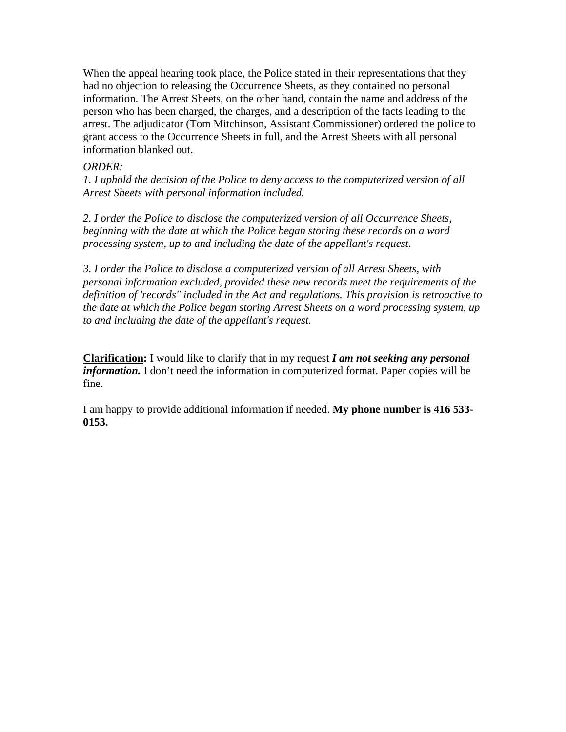When the appeal hearing took place, the Police stated in their representations that they had no objection to releasing the Occurrence Sheets, as they contained no personal information. The Arrest Sheets, on the other hand, contain the name and address of the person who has been charged, the charges, and a description of the facts leading to the arrest. The adjudicator (Tom Mitchinson, Assistant Commissioner) ordered the police to grant access to the Occurrence Sheets in full, and the Arrest Sheets with all personal information blanked out.

*ORDER:*

*1. I uphold the decision of the Police to deny access to the computerized version of all Arrest Sheets with personal information included.*

*2. I order the Police to disclose the computerized version of all Occurrence Sheets, beginning with the date at which the Police began storing these records on a word processing system, up to and including the date of the appellant's request.*

*3. I order the Police to disclose a computerized version of all Arrest Sheets, with personal information excluded, provided these new records meet the requirements of the definition of 'records" included in the Act and regulations. This provision is retroactive to the date at which the Police began storing Arrest Sheets on a word processing system, up to and including the date of the appellant's request.*

**Clarification:** I would like to clarify that in my request ***I am not seeking any personal information.*** I don't need the information in computerized format. Paper copies will be fine.

I am happy to provide additional information if needed. **My phone number is 416 533-0153.**